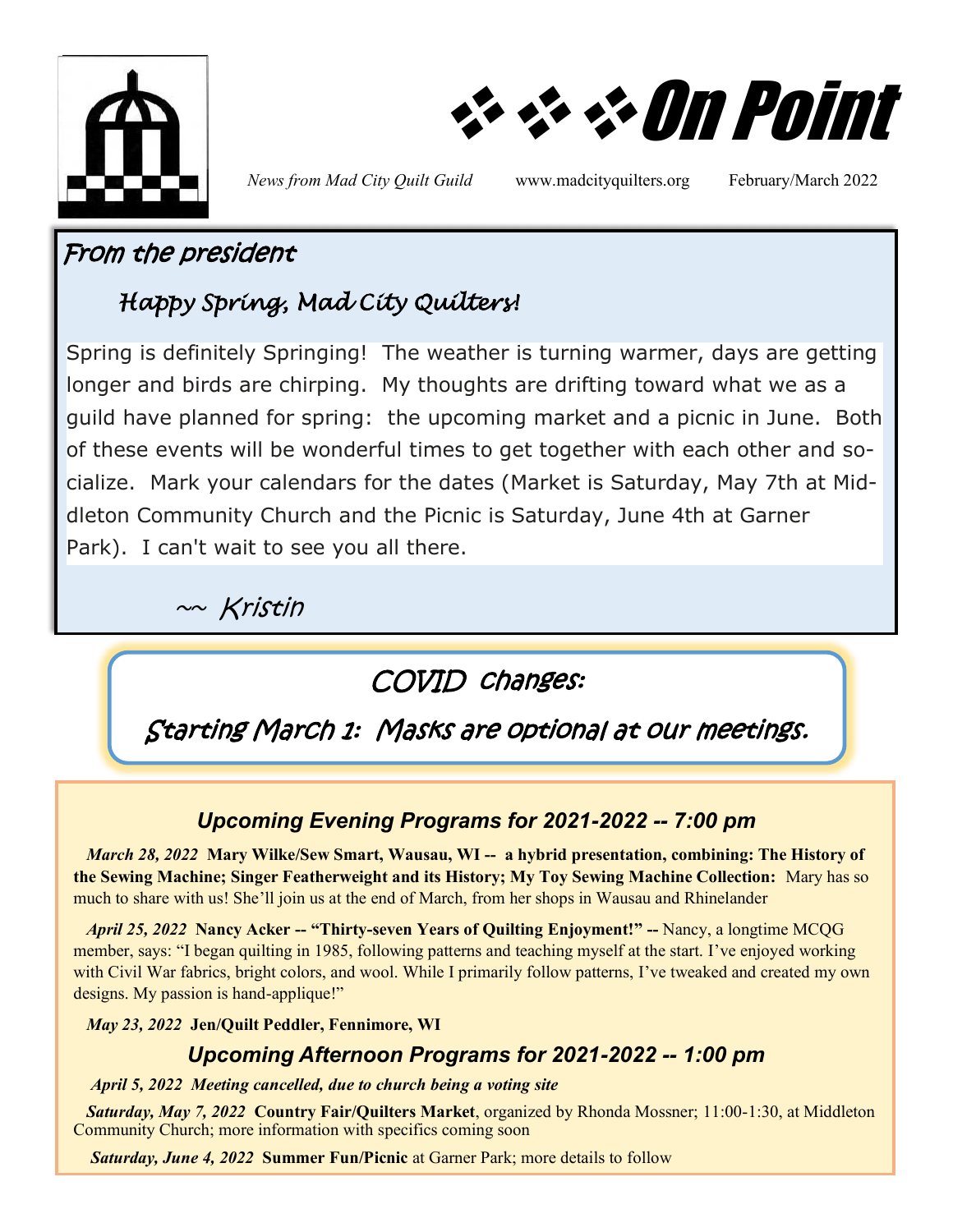# ❖❖❖ On Point

*News from Mad City Quilt Guild* www.madcityquilters.org February/March 2022

## From the president

### Happy Spring, Mad City Quilters!

Spring is definitely Springing! The weather is turning warmer, days are getting longer and birds are chirping. My thoughts are drifting toward what we as a guild have planned for spring: the upcoming market and a picnic in June. Both of these events will be wonderful times to get together with each other and socialize. Mark your calendars for the dates (Market is Saturday, May 7th at Middleton Community Church and the Picnic is Saturday, June 4th at Garner Park). I can't wait to see you all there.

~~ Kristin

## COVID changes:

**Starting March 1: Masks are optional at our meetings.**

## Upcoming Evening Programs for 2021-2022 -- 7:00 pm

*March 28, 2022* **Mary Wilke/Sew Smart, Wausau, WI -- a hybrid presentation, combining: The History of the Sewing Machine; Singer Featherweight and its History; My Toy Sewing Machine Collection:** Mary has so much to share with us! She'll join us at the end of March, from her shops in Wausau and Rhinelander

*April 25, 2022* **Nancy Acker -- "Thirty-seven Years of Quilting Enjoyment!" --** Nancy, a longtime MCQG member, says: "I began quilting in 1985, following patterns and teaching myself at the start. I've enjoyed working with Civil War fabrics, bright colors, and wool. While I primarily follow patterns, I've tweaked and created my own designs. My passion is hand-applique!"

*May 23, 2022* **Jen/Quilt Peddler, Fennimore, WI**

## Upcoming Afternoon Programs for 2021-2022 -- 1:00 pm

*April 5, 2022 Meeting cancelled, due to church being a voting site*

*Saturday, May 7, 2022* **Country Fair/Quilters Market**, organized by Rhonda Mossner; 11:00-1:30, at Middleton Community Church; more information with specifics coming soon

*Saturday, June 4, 2022* **Summer Fun/Picnic** at Garner Park; more details to follow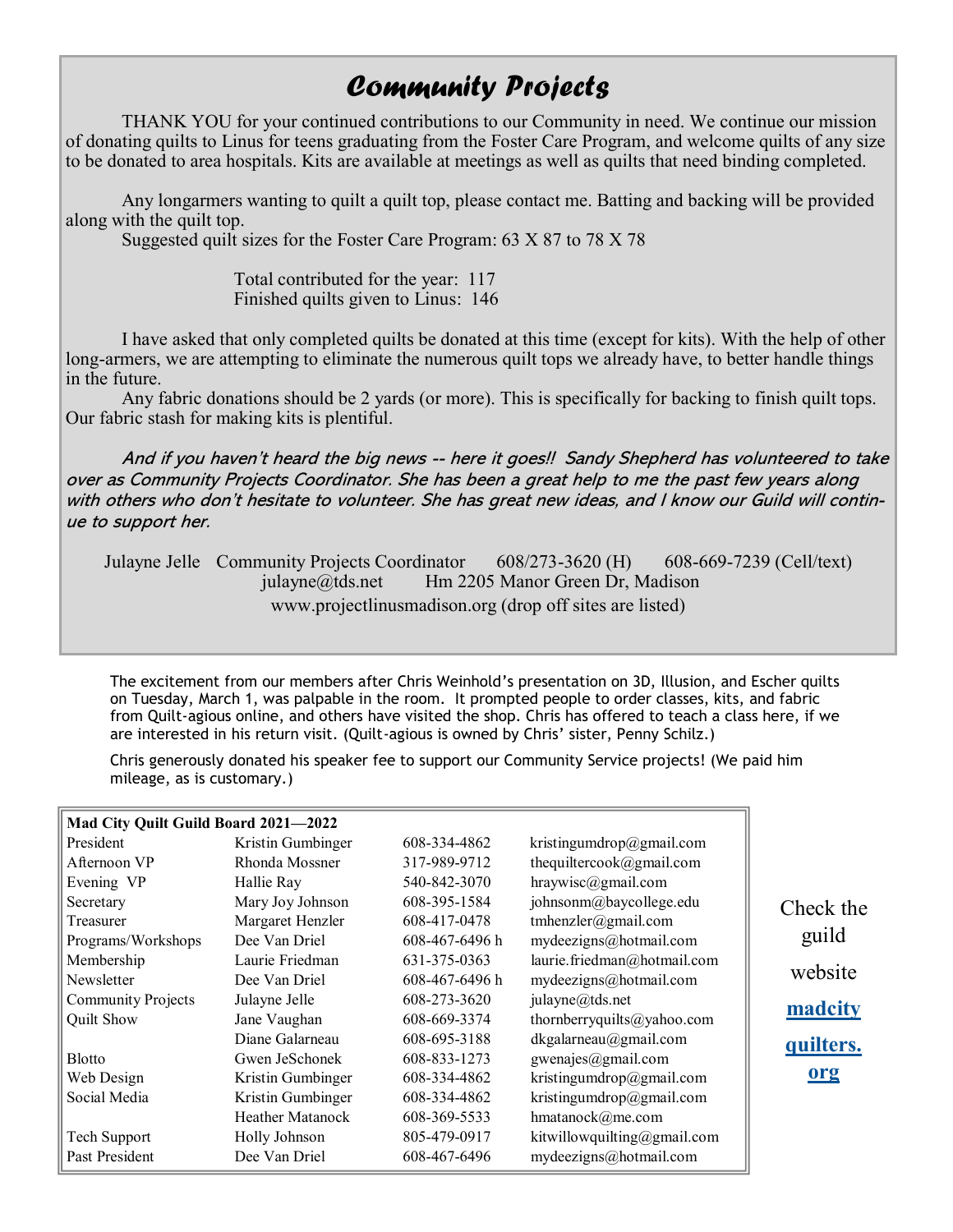# Community Projects

THANK YOU for your continued contributions to our Community in need. We continue our mission of donating quilts to Linus for teens graduating from the Foster Care Program, and welcome quilts of any size to be donated to area hospitals. Kits are available at meetings as well as quilts that need binding completed.

Any longarmers wanting to quilt a quilt top, please contact me. Batting and backing will be provided along with the quilt top.

Suggested quilt sizes for the Foster Care Program: 63 X 87 to 78 X 78

Total contributed for the year: 117
Finished quilts given to Linus: 146

I have asked that only completed quilts be donated at this time (except for kits). With the help of other long-armers, we are attempting to eliminate the numerous quilt tops we already have, to better handle things in the future.

Any fabric donations should be 2 yards (or more). This is specifically for backing to finish quilt tops. Our fabric stash for making kits is plentiful.

*And if you haven't heard the big news -- here it goes!! Sandy Shepherd has volunteered to take over as Community Projects Coordinator. She has been a great help to me the past few years along with others who don't hesitate to volunteer. She has great new ideas, and I know our Guild will continue to support her.*

Julayne Jelle Community Projects Coordinator 608/273-3620 (H) 608-669-7239 (Cell/text)
julayne@tds.net Hm 2205 Manor Green Dr, Madison
www.projectlinusmadison.org (drop off sites are listed)

The excitement from our members after Chris Weinhold's presentation on 3D, Illusion, and Escher quilts on Tuesday, March 1, was palpable in the room. It prompted people to order classes, kits, and fabric from Quilt-agious online, and others have visited the shop. Chris has offered to teach a class here, if we are interested in his return visit. (Quilt-agious is owned by Chris' sister, Penny Schilz.)

Chris generously donated his speaker fee to support our Community Service projects! (We paid him mileage, as is customary.)

| Mad City Quilt Guild Board 2021—2022 | | | |
|---|---|---|---|
| President | Kristin Gumbinger | 608-334-4862 | kristingumdrop@gmail.com |
| Afternoon VP | Rhonda Mossner | 317-989-9712 | thequiltercook@gmail.com |
| Evening VP | Hallie Ray | 540-842-3070 | hraywisc@gmail.com |
| Secretary | Mary Joy Johnson | 608-395-1584 | johnsonm@baycollege.edu |
| Treasurer | Margaret Henzler | 608-417-0478 | tmhenzler@gmail.com |
| Programs/Workshops | Dee Van Driel | 608-467-6496 h | mydeezigns@hotmail.com |
| Membership | Laurie Friedman | 631-375-0363 | laurie.friedman@hotmail.com |
| Newsletter | Dee Van Driel | 608-467-6496 h | mydeezigns@hotmail.com |
| Community Projects | Julayne Jelle | 608-273-3620 | julayne@tds.net |
| Quilt Show | Jane Vaughan | 608-669-3374 | thornberryquilts@yahoo.com |
| | Diane Galarneau | 608-695-3188 | dkgalarneau@gmail.com |
| Blotto | Gwen JeSchonek | 608-833-1273 | gwenajes@gmail.com |
| Web Design | Kristin Gumbinger | 608-334-4862 | kristingumdrop@gmail.com |
| Social Media | Kristin Gumbinger | 608-334-4862 | kristingumdrop@gmail.com |
| | Heather Matanock | 608-369-5533 | hmatanock@me.com |
| Tech Support | Holly Johnson | 805-479-0917 | kitwillowquilting@gmail.com |
| Past President | Dee Van Driel | 608-467-6496 | mydeezigns@hotmail.com |

Check the guild website **madcityquilters.org**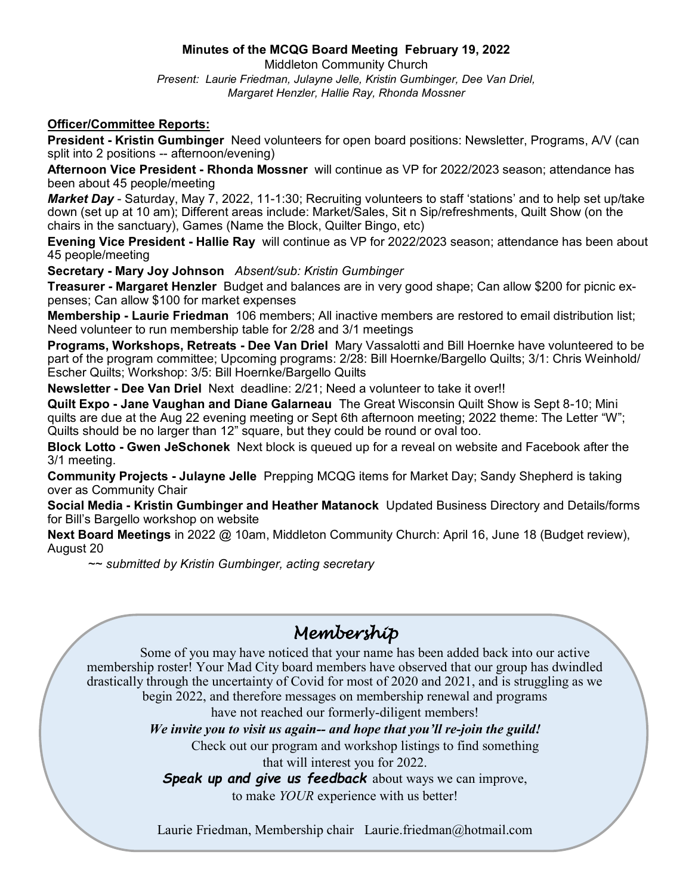**Minutes of the MCQG Board Meeting February 19, 2022**

Middleton Community Church

*Present: Laurie Friedman, Julayne Jelle, Kristin Gumbinger, Dee Van Driel, Margaret Henzler, Hallie Ray, Rhonda Mossner*

**Officer/Committee Reports:**

**President - Kristin Gumbinger** Need volunteers for open board positions: Newsletter, Programs, A/V (can split into 2 positions -- afternoon/evening)

**Afternoon Vice President - Rhonda Mossner** will continue as VP for 2022/2023 season; attendance has been about 45 people/meeting

***Market Day*** - Saturday, May 7, 2022, 11-1:30; Recruiting volunteers to staff 'stations' and to help set up/take down (set up at 10 am); Different areas include: Market/Sales, Sit n Sip/refreshments, Quilt Show (on the chairs in the sanctuary), Games (Name the Block, Quilter Bingo, etc)

**Evening Vice President - Hallie Ray** will continue as VP for 2022/2023 season; attendance has been about 45 people/meeting

**Secretary - Mary Joy Johnson** *Absent/sub: Kristin Gumbinger*

**Treasurer - Margaret Henzler** Budget and balances are in very good shape; Can allow $200 for picnic expenses; Can allow $100 for market expenses

**Membership - Laurie Friedman** 106 members; All inactive members are restored to email distribution list; Need volunteer to run membership table for 2/28 and 3/1 meetings

**Programs, Workshops, Retreats - Dee Van Driel** Mary Vassalotti and Bill Hoernke have volunteered to be part of the program committee; Upcoming programs: 2/28: Bill Hoernke/Bargello Quilts; 3/1: Chris Weinhold/ Escher Quilts; Workshop: 3/5: Bill Hoernke/Bargello Quilts

**Newsletter - Dee Van Driel** Next deadline: 2/21; Need a volunteer to take it over!!

**Quilt Expo - Jane Vaughan and Diane Galarneau** The Great Wisconsin Quilt Show is Sept 8-10; Mini quilts are due at the Aug 22 evening meeting or Sept 6th afternoon meeting; 2022 theme: The Letter "W"; Quilts should be no larger than 12" square, but they could be round or oval too.

**Block Lotto - Gwen JeSchonek** Next block is queued up for a reveal on website and Facebook after the 3/1 meeting.

**Community Projects - Julayne Jelle** Prepping MCQG items for Market Day; Sandy Shepherd is taking over as Community Chair

**Social Media - Kristin Gumbinger and Heather Matanock** Updated Business Directory and Details/forms for Bill's Bargello workshop on website

**Next Board Meetings** in 2022 @ 10am, Middleton Community Church: April 16, June 18 (Budget review), August 20

*~~ submitted by Kristin Gumbinger, acting secretary*

## *Membership*

Some of you may have noticed that your name has been added back into our active membership roster! Your Mad City board members have observed that our group has dwindled drastically through the uncertainty of Covid for most of 2020 and 2021, and is struggling as we begin 2022, and therefore messages on membership renewal and programs have not reached our formerly-diligent members!

***We invite you to visit us again-- and hope that you'll re-join the guild!***

Check out our program and workshop listings to find something that will interest you for 2022.

***Speak up and give us feedback*** about ways we can improve, to make *YOUR* experience with us better!

Laurie Friedman, Membership chair Laurie.friedman@hotmail.com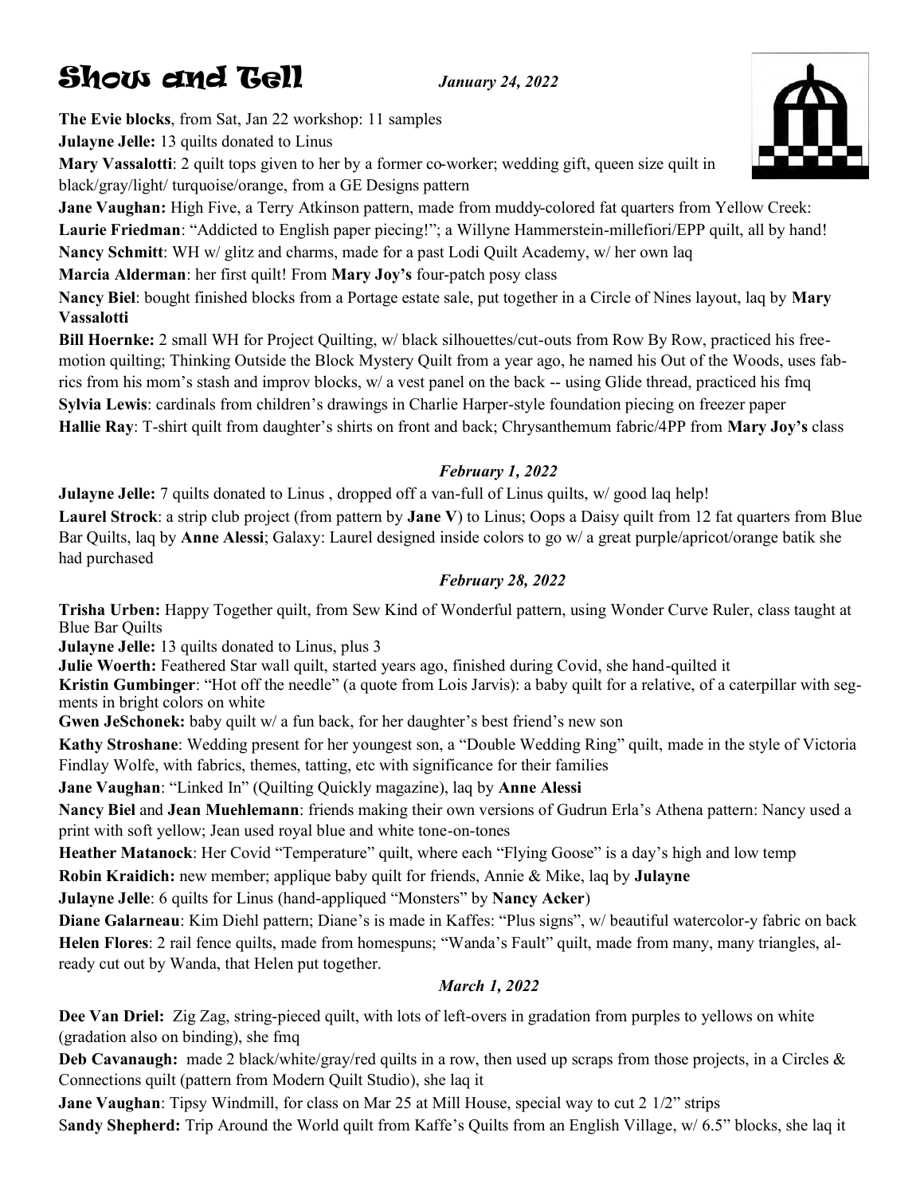# Show and Tell

***January 24, 2022***

**The Evie blocks**, from Sat, Jan 22 workshop: 11 samples

**Julayne Jelle:** 13 quilts donated to Linus

**Mary Vassalotti**: 2 quilt tops given to her by a former co-worker; wedding gift, queen size quilt in black/gray/light/ turquoise/orange, from a GE Designs pattern

**Jane Vaughan:** High Five, a Terry Atkinson pattern, made from muddy-colored fat quarters from Yellow Creek:

**Laurie Friedman**: "Addicted to English paper piecing!"; a Willyne Hammerstein-millefiori/EPP quilt, all by hand!

**Nancy Schmitt**: WH w/ glitz and charms, made for a past Lodi Quilt Academy, w/ her own laq

**Marcia Alderman**: her first quilt! From **Mary Joy's** four-patch posy class

**Nancy Biel**: bought finished blocks from a Portage estate sale, put together in a Circle of Nines layout, laq by **Mary Vassalotti**

**Bill Hoernke:** 2 small WH for Project Quilting, w/ black silhouettes/cut-outs from Row By Row, practiced his free-motion quilting; Thinking Outside the Block Mystery Quilt from a year ago, he named his Out of the Woods, uses fabrics from his mom's stash and improv blocks, w/ a vest panel on the back -- using Glide thread, practiced his fmq

**Sylvia Lewis**: cardinals from children's drawings in Charlie Harper-style foundation piecing on freezer paper

**Hallie Ray**: T-shirt quilt from daughter's shirts on front and back; Chrysanthemum fabric/4PP from **Mary Joy's** class

***February 1, 2022***

**Julayne Jelle:** 7 quilts donated to Linus , dropped off a van-full of Linus quilts, w/ good laq help!

**Laurel Strock**: a strip club project (from pattern by **Jane V**) to Linus; Oops a Daisy quilt from 12 fat quarters from Blue Bar Quilts, laq by **Anne Alessi**; Galaxy: Laurel designed inside colors to go w/ a great purple/apricot/orange batik she had purchased

***February 28, 2022***

**Trisha Urben:** Happy Together quilt, from Sew Kind of Wonderful pattern, using Wonder Curve Ruler, class taught at Blue Bar Quilts

**Julayne Jelle:** 13 quilts donated to Linus, plus 3

**Julie Woerth:** Feathered Star wall quilt, started years ago, finished during Covid, she hand-quilted it

**Kristin Gumbinger**: "Hot off the needle" (a quote from Lois Jarvis): a baby quilt for a relative, of a caterpillar with segments in bright colors on white

**Gwen JeSchonek:** baby quilt w/ a fun back, for her daughter's best friend's new son

**Kathy Stroshane**: Wedding present for her youngest son, a "Double Wedding Ring" quilt, made in the style of Victoria Findlay Wolfe, with fabrics, themes, tatting, etc with significance for their families

**Jane Vaughan**: "Linked In" (Quilting Quickly magazine), laq by **Anne Alessi**

**Nancy Biel** and **Jean Muehlemann**: friends making their own versions of Gudrun Erla's Athena pattern: Nancy used a print with soft yellow; Jean used royal blue and white tone-on-tones

**Heather Matanock**: Her Covid "Temperature" quilt, where each "Flying Goose" is a day's high and low temp

**Robin Kraidich:** new member; applique baby quilt for friends, Annie & Mike, laq by **Julayne**

**Julayne Jelle**: 6 quilts for Linus (hand-appliqued "Monsters" by **Nancy Acker**)

**Diane Galarneau**: Kim Diehl pattern; Diane's is made in Kaffes: "Plus signs", w/ beautiful watercolor-y fabric on back

**Helen Flores**: 2 rail fence quilts, made from homespuns; "Wanda's Fault" quilt, made from many, many triangles, already cut out by Wanda, that Helen put together.

***March 1, 2022***

**Dee Van Driel:** Zig Zag, string-pieced quilt, with lots of left-overs in gradation from purples to yellows on white (gradation also on binding), she fmq

**Deb Cavanaugh:** made 2 black/white/gray/red quilts in a row, then used up scraps from those projects, in a Circles & Connections quilt (pattern from Modern Quilt Studio), she laq it

**Jane Vaughan**: Tipsy Windmill, for class on Mar 25 at Mill House, special way to cut 2 1/2" strips

**Sandy Shepherd:** Trip Around the World quilt from Kaffe's Quilts from an English Village, w/ 6.5" blocks, she laq it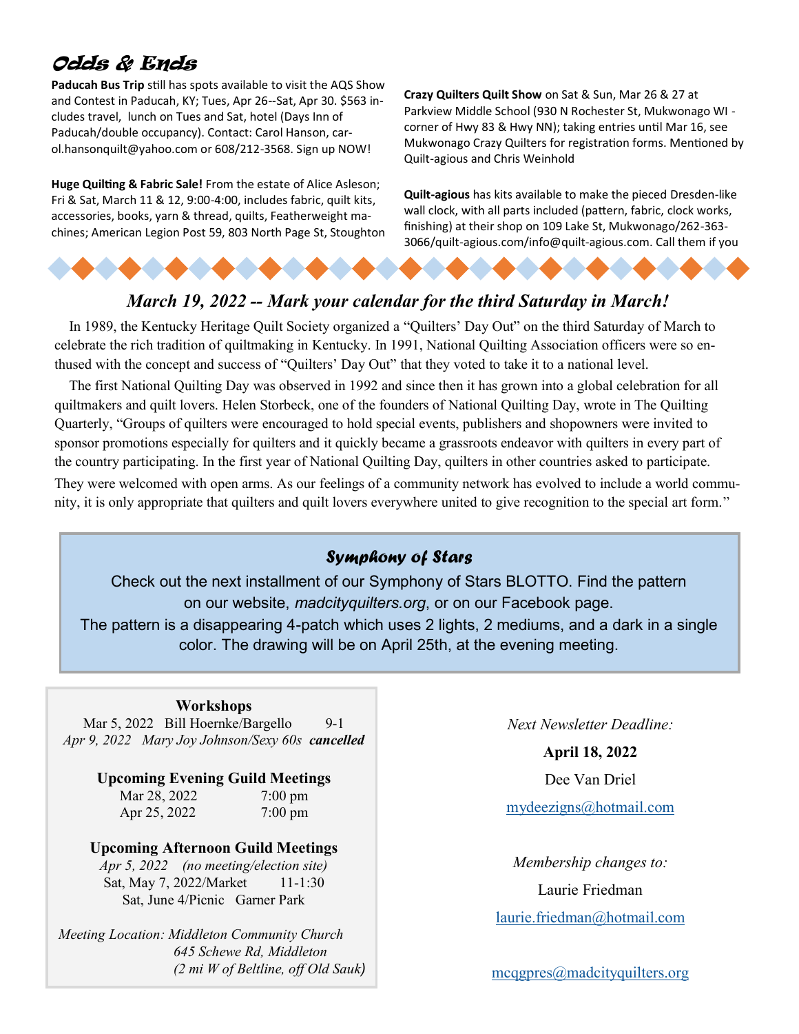## Odds & Ends

**Paducah Bus Trip** still has spots available to visit the AQS Show and Contest in Paducah, KY; Tues, Apr 26--Sat, Apr 30. $563 includes travel, lunch on Tues and Sat, hotel (Days Inn of Paducah/double occupancy). Contact: Carol Hanson, carol.hansonquilt@yahoo.com or 608/212-3568. Sign up NOW!

**Huge Quilting & Fabric Sale!** From the estate of Alice Asleson; Fri & Sat, March 11 & 12, 9:00-4:00, includes fabric, quilt kits, accessories, books, yarn & thread, quilts, Featherweight machines; American Legion Post 59, 803 North Page St, Stoughton

**Crazy Quilters Quilt Show** on Sat & Sun, Mar 26 & 27 at Parkview Middle School (930 N Rochester St, Mukwonago WI - corner of Hwy 83 & Hwy NN); taking entries until Mar 16, see Mukwonago Crazy Quilters for registration forms. Mentioned by Quilt-agious and Chris Weinhold

**Quilt-agious** has kits available to make the pieced Dresden-like wall clock, with all parts included (pattern, fabric, clock works, finishing) at their shop on 109 Lake St, Mukwonago/262-363-3066/quilt-agious.com/info@quilt-agious.com. Call them if you

### *March 19, 2022 -- Mark your calendar for the third Saturday in March!*

In 1989, the Kentucky Heritage Quilt Society organized a "Quilters' Day Out" on the third Saturday of March to celebrate the rich tradition of quiltmaking in Kentucky. In 1991, National Quilting Association officers were so enthused with the concept and success of "Quilters' Day Out" that they voted to take it to a national level.

The first National Quilting Day was observed in 1992 and since then it has grown into a global celebration for all quiltmakers and quilt lovers. Helen Storbeck, one of the founders of National Quilting Day, wrote in The Quilting Quarterly, "Groups of quilters were encouraged to hold special events, publishers and shopowners were invited to sponsor promotions especially for quilters and it quickly became a grassroots endeavor with quilters in every part of the country participating. In the first year of National Quilting Day, quilters in other countries asked to participate. They were welcomed with open arms. As our feelings of a community network has evolved to include a world community, it is only appropriate that quilters and quilt lovers everywhere united to give recognition to the special art form."

### *Symphony of Stars*

Check out the next installment of our Symphony of Stars BLOTTO. Find the pattern on our website, *madcityquilters.org*, or on our Facebook page.
The pattern is a disappearing 4-patch which uses 2 lights, 2 mediums, and a dark in a single color. The drawing will be on April 25th, at the evening meeting.

**Workshops**

Mar 5, 2022 Bill Hoernke/Bargello 9-1
*Apr 9, 2022 Mary Joy Johnson/Sexy 60s* ***cancelled***

**Upcoming Evening Guild Meetings**

Mar 28, 2022 7:00 pm
Apr 25, 2022 7:00 pm

**Upcoming Afternoon Guild Meetings**

*Apr 5, 2022 (no meeting/election site)*
Sat, May 7, 2022/Market 11-1:30
Sat, June 4/Picnic Garner Park

*Meeting Location: Middleton Community Church*
*645 Schewe Rd, Middleton*
*(2 mi W of Beltline, off Old Sauk)*

*Next Newsletter Deadline:*

**April 18, 2022**

Dee Van Driel

mydeezigns@hotmail.com

*Membership changes to:*

Laurie Friedman

laurie.friedman@hotmail.com

mcqgpres@madcityquilters.org